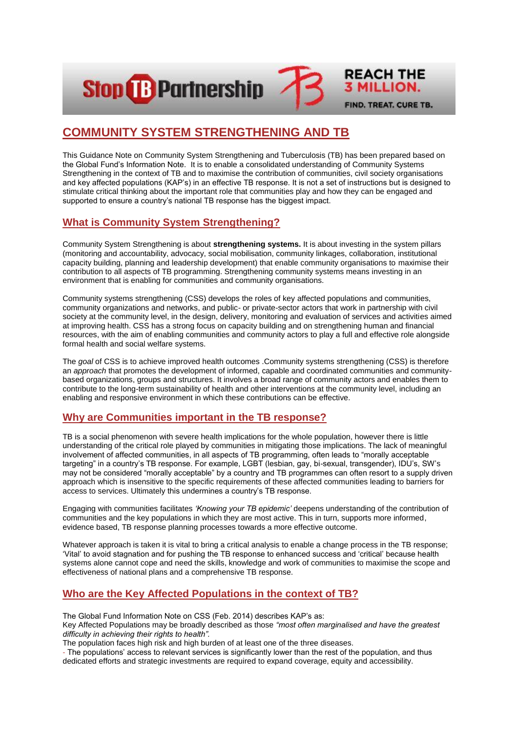# COMMUNITY SYSTEM STRENGTHENING AND TB

This Guidance Note on Community System Strengthening and Tuberculosis (TB) has been prepared based on the Global Fund's Information Note. It is to enable a consolidated understanding of Community Systems Strengthening in the context of TB and to maximise the contribution of communities, civil society organisations and key affected populations (KAP's) in an effective TB response. It is not a set of instructions but is designed to stimulate critical thinking about the important role that communities play and how they can be engaged and supported to ensure a country's national TB response has the biggest impact.

## What is Community System Strengthening?

Community System Strengthening is about **strengthening systems.** It is about investing in the system pillars (monitoring and accountability, advocacy, social mobilisation, community linkages, collaboration, institutional capacity building, planning and leadership development) that enable community organisations to maximise their contribution to all aspects of TB programming. Strengthening community systems means investing in an environment that is enabling for communities and community organisations.

Community systems strengthening (CSS) develops the roles of key affected populations and communities, community organizations and networks, and public- or private-sector actors that work in partnership with civil society at the community level, in the design, delivery, monitoring and evaluation of services and activities aimed at improving health. CSS has a strong focus on capacity building and on strengthening human and financial resources, with the aim of enabling communities and community actors to play a full and effective role alongside formal health and social welfare systems.

The *goal* of CSS is to achieve improved health outcomes .Community systems strengthening (CSS) is therefore an *approach* that promotes the development of informed, capable and coordinated communities and community-based organizations, groups and structures. It involves a broad range of community actors and enables them to contribute to the long-term sustainability of health and other interventions at the community level, including an enabling and responsive environment in which these contributions can be effective.

## Why are Communities important in the TB response?

TB is a social phenomenon with severe health implications for the whole population, however there is little understanding of the critical role played by communities in mitigating those implications. The lack of meaningful involvement of affected communities, in all aspects of TB programming, often leads to "morally acceptable targeting" in a country's TB response. For example, LGBT (lesbian, gay, bi-sexual, transgender), IDU's, SW's may not be considered "morally acceptable" by a country and TB programmes can often resort to a supply driven approach which is insensitive to the specific requirements of these affected communities leading to barriers for access to services. Ultimately this undermines a country's TB response.

Engaging with communities facilitates *'Knowing your TB epidemic'* deepens understanding of the contribution of communities and the key populations in which they are most active. This in turn, supports more informed, evidence based, TB response planning processes towards a more effective outcome.

Whatever approach is taken it is vital to bring a critical analysis to enable a change process in the TB response; 'Vital' to avoid stagnation and for pushing the TB response to enhanced success and 'critical' because health systems alone cannot cope and need the skills, knowledge and work of communities to maximise the scope and effectiveness of national plans and a comprehensive TB response.

## Who are the Key Affected Populations in the context of TB?

The Global Fund Information Note on CSS (Feb. 2014) describes KAP's as:
Key Affected Populations may be broadly described as those *"most often marginalised and have the greatest difficulty in achieving their rights to health".*
The population faces high risk and high burden of at least one of the three diseases.
- The populations' access to relevant services is significantly lower than the rest of the population, and thus dedicated efforts and strategic investments are required to expand coverage, equity and accessibility.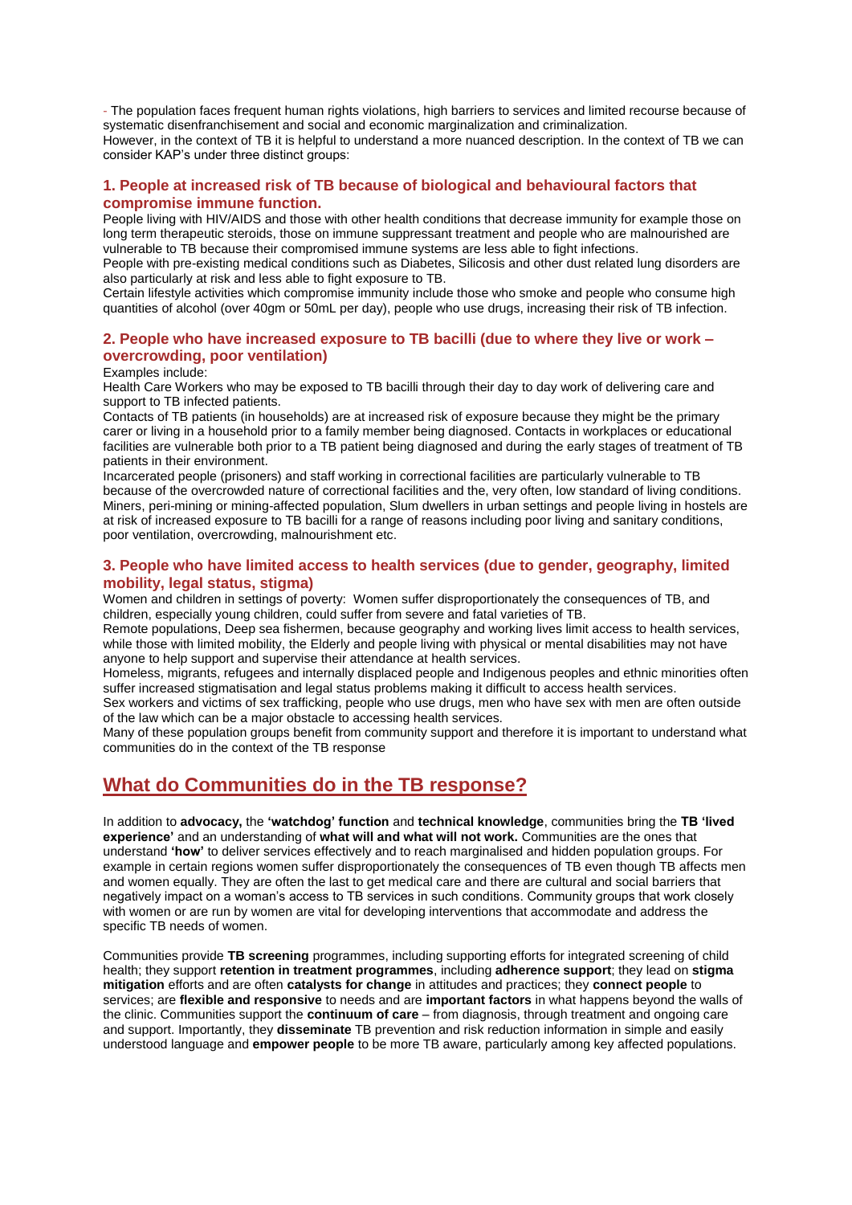- The population faces frequent human rights violations, high barriers to services and limited recourse because of systematic disenfranchisement and social and economic marginalization and criminalization.
However, in the context of TB it is helpful to understand a more nuanced description. In the context of TB we can consider KAP's under three distinct groups:

### 1. People at increased risk of TB because of biological and behavioural factors that compromise immune function.

People living with HIV/AIDS and those with other health conditions that decrease immunity for example those on long term therapeutic steroids, those on immune suppressant treatment and people who are malnourished are vulnerable to TB because their compromised immune systems are less able to fight infections.
People with pre-existing medical conditions such as Diabetes, Silicosis and other dust related lung disorders are also particularly at risk and less able to fight exposure to TB.
Certain lifestyle activities which compromise immunity include those who smoke and people who consume high quantities of alcohol (over 40gm or 50mL per day), people who use drugs, increasing their risk of TB infection.

### 2. People who have increased exposure to TB bacilli (due to where they live or work – overcrowding, poor ventilation)

Examples include:
Health Care Workers who may be exposed to TB bacilli through their day to day work of delivering care and support to TB infected patients.
Contacts of TB patients (in households) are at increased risk of exposure because they might be the primary carer or living in a household prior to a family member being diagnosed. Contacts in workplaces or educational facilities are vulnerable both prior to a TB patient being diagnosed and during the early stages of treatment of TB patients in their environment.
Incarcerated people (prisoners) and staff working in correctional facilities are particularly vulnerable to TB because of the overcrowded nature of correctional facilities and the, very often, low standard of living conditions.
Miners, peri-mining or mining-affected population, Slum dwellers in urban settings and people living in hostels are at risk of increased exposure to TB bacilli for a range of reasons including poor living and sanitary conditions, poor ventilation, overcrowding, malnourishment etc.

### 3. People who have limited access to health services (due to gender, geography, limited mobility, legal status, stigma)

Women and children in settings of poverty: Women suffer disproportionately the consequences of TB, and children, especially young children, could suffer from severe and fatal varieties of TB.
Remote populations, Deep sea fishermen, because geography and working lives limit access to health services, while those with limited mobility, the Elderly and people living with physical or mental disabilities may not have anyone to help support and supervise their attendance at health services.
Homeless, migrants, refugees and internally displaced people and Indigenous peoples and ethnic minorities often suffer increased stigmatisation and legal status problems making it difficult to access health services.
Sex workers and victims of sex trafficking, people who use drugs, men who have sex with men are often outside of the law which can be a major obstacle to accessing health services.
Many of these population groups benefit from community support and therefore it is important to understand what communities do in the context of the TB response

## What do Communities do in the TB response?

In addition to **advocacy,** the **'watchdog' function** and **technical knowledge**, communities bring the **TB 'lived experience'** and an understanding of **what will and what will not work.** Communities are the ones that understand **'how'** to deliver services effectively and to reach marginalised and hidden population groups. For example in certain regions women suffer disproportionately the consequences of TB even though TB affects men and women equally. They are often the last to get medical care and there are cultural and social barriers that negatively impact on a woman's access to TB services in such conditions. Community groups that work closely with women or are run by women are vital for developing interventions that accommodate and address the specific TB needs of women.

Communities provide **TB screening** programmes, including supporting efforts for integrated screening of child health; they support **retention in treatment programmes**, including **adherence support**; they lead on **stigma mitigation** efforts and are often **catalysts for change** in attitudes and practices; they **connect people** to services; are **flexible and responsive** to needs and are **important factors** in what happens beyond the walls of the clinic. Communities support the **continuum of care** – from diagnosis, through treatment and ongoing care and support. Importantly, they **disseminate** TB prevention and risk reduction information in simple and easily understood language and **empower people** to be more TB aware, particularly among key affected populations.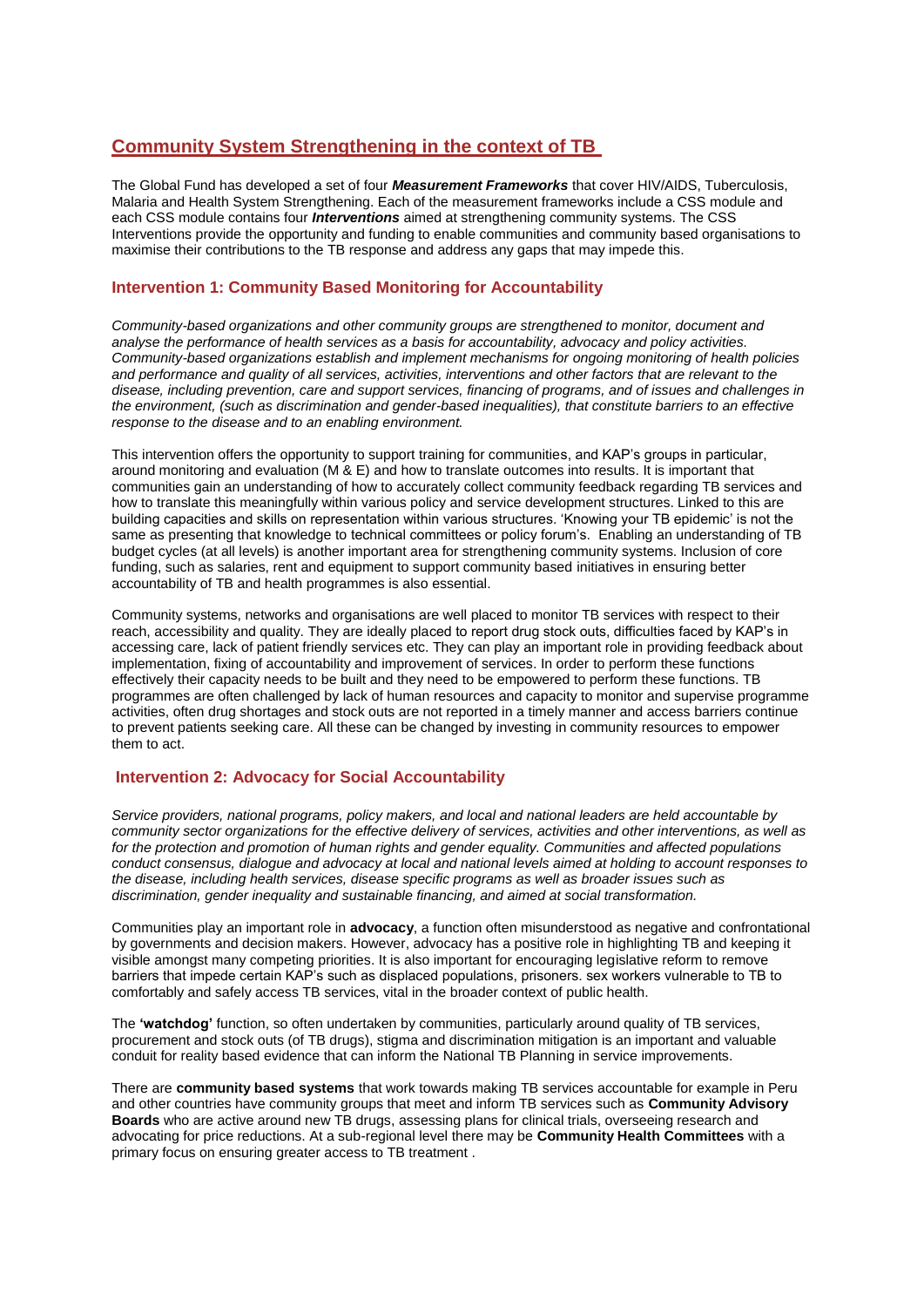## Community System Strengthening in the context of TB

The Global Fund has developed a set of four ***Measurement Frameworks*** that cover HIV/AIDS, Tuberculosis, Malaria and Health System Strengthening. Each of the measurement frameworks include a CSS module and each CSS module contains four ***Interventions*** aimed at strengthening community systems. The CSS Interventions provide the opportunity and funding to enable communities and community based organisations to maximise their contributions to the TB response and address any gaps that may impede this.

### Intervention 1: Community Based Monitoring for Accountability

*Community-based organizations and other community groups are strengthened to monitor, document and analyse the performance of health services as a basis for accountability, advocacy and policy activities. Community-based organizations establish and implement mechanisms for ongoing monitoring of health policies and performance and quality of all services, activities, interventions and other factors that are relevant to the disease, including prevention, care and support services, financing of programs, and of issues and challenges in the environment, (such as discrimination and gender-based inequalities), that constitute barriers to an effective response to the disease and to an enabling environment.*

This intervention offers the opportunity to support training for communities, and KAP's groups in particular, around monitoring and evaluation (M & E) and how to translate outcomes into results. It is important that communities gain an understanding of how to accurately collect community feedback regarding TB services and how to translate this meaningfully within various policy and service development structures. Linked to this are building capacities and skills on representation within various structures. 'Knowing your TB epidemic' is not the same as presenting that knowledge to technical committees or policy forum's. Enabling an understanding of TB budget cycles (at all levels) is another important area for strengthening community systems. Inclusion of core funding, such as salaries, rent and equipment to support community based initiatives in ensuring better accountability of TB and health programmes is also essential.

Community systems, networks and organisations are well placed to monitor TB services with respect to their reach, accessibility and quality. They are ideally placed to report drug stock outs, difficulties faced by KAP's in accessing care, lack of patient friendly services etc. They can play an important role in providing feedback about implementation, fixing of accountability and improvement of services. In order to perform these functions effectively their capacity needs to be built and they need to be empowered to perform these functions. TB programmes are often challenged by lack of human resources and capacity to monitor and supervise programme activities, often drug shortages and stock outs are not reported in a timely manner and access barriers continue to prevent patients seeking care. All these can be changed by investing in community resources to empower them to act.

### Intervention 2: Advocacy for Social Accountability

*Service providers, national programs, policy makers, and local and national leaders are held accountable by community sector organizations for the effective delivery of services, activities and other interventions, as well as for the protection and promotion of human rights and gender equality. Communities and affected populations conduct consensus, dialogue and advocacy at local and national levels aimed at holding to account responses to the disease, including health services, disease specific programs as well as broader issues such as discrimination, gender inequality and sustainable financing, and aimed at social transformation.*

Communities play an important role in **advocacy**, a function often misunderstood as negative and confrontational by governments and decision makers. However, advocacy has a positive role in highlighting TB and keeping it visible amongst many competing priorities. It is also important for encouraging legislative reform to remove barriers that impede certain KAP's such as displaced populations, prisoners. sex workers vulnerable to TB to comfortably and safely access TB services, vital in the broader context of public health.

The **'watchdog'** function, so often undertaken by communities, particularly around quality of TB services, procurement and stock outs (of TB drugs), stigma and discrimination mitigation is an important and valuable conduit for reality based evidence that can inform the National TB Planning in service improvements.

There are **community based systems** that work towards making TB services accountable for example in Peru and other countries have community groups that meet and inform TB services such as **Community Advisory Boards** who are active around new TB drugs, assessing plans for clinical trials, overseeing research and advocating for price reductions. At a sub-regional level there may be **Community Health Committees** with a primary focus on ensuring greater access to TB treatment .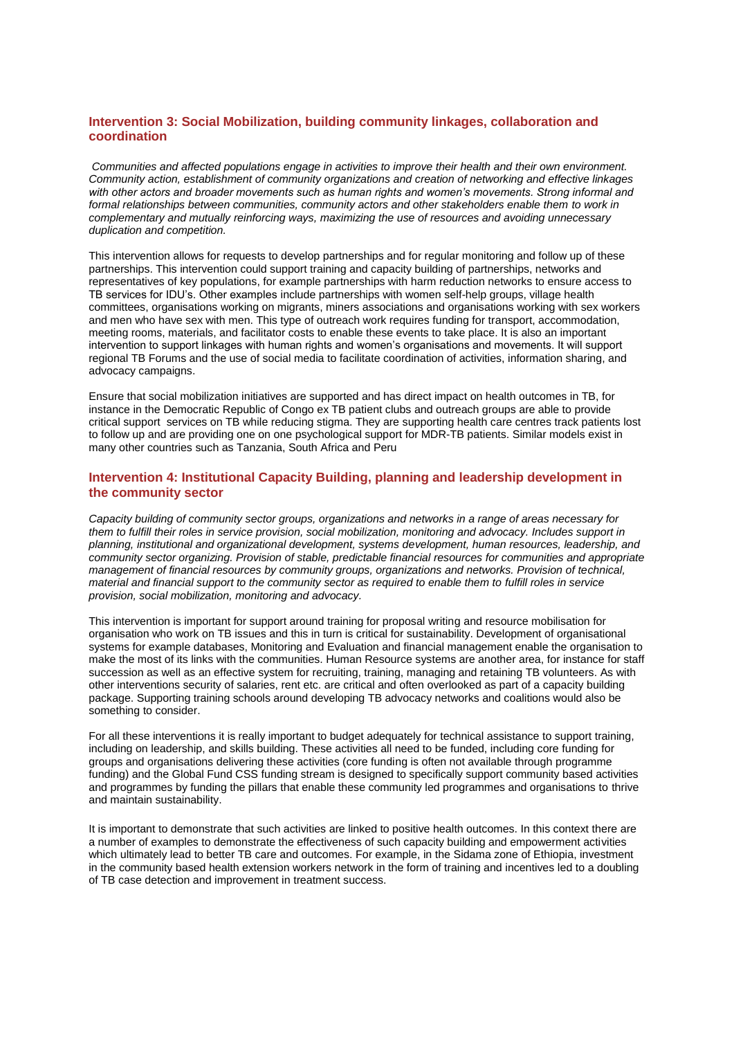## Intervention 3: Social Mobilization, building community linkages, collaboration and coordination

*Communities and affected populations engage in activities to improve their health and their own environment. Community action, establishment of community organizations and creation of networking and effective linkages with other actors and broader movements such as human rights and women's movements. Strong informal and formal relationships between communities, community actors and other stakeholders enable them to work in complementary and mutually reinforcing ways, maximizing the use of resources and avoiding unnecessary duplication and competition.*

This intervention allows for requests to develop partnerships and for regular monitoring and follow up of these partnerships. This intervention could support training and capacity building of partnerships, networks and representatives of key populations, for example partnerships with harm reduction networks to ensure access to TB services for IDU's. Other examples include partnerships with women self-help groups, village health committees, organisations working on migrants, miners associations and organisations working with sex workers and men who have sex with men. This type of outreach work requires funding for transport, accommodation, meeting rooms, materials, and facilitator costs to enable these events to take place. It is also an important intervention to support linkages with human rights and women's organisations and movements. It will support regional TB Forums and the use of social media to facilitate coordination of activities, information sharing, and advocacy campaigns.

Ensure that social mobilization initiatives are supported and has direct impact on health outcomes in TB, for instance in the Democratic Republic of Congo ex TB patient clubs and outreach groups are able to provide critical support services on TB while reducing stigma. They are supporting health care centres track patients lost to follow up and are providing one on one psychological support for MDR-TB patients. Similar models exist in many other countries such as Tanzania, South Africa and Peru

## Intervention 4: Institutional Capacity Building, planning and leadership development in the community sector

*Capacity building of community sector groups, organizations and networks in a range of areas necessary for them to fulfill their roles in service provision, social mobilization, monitoring and advocacy. Includes support in planning, institutional and organizational development, systems development, human resources, leadership, and community sector organizing. Provision of stable, predictable financial resources for communities and appropriate management of financial resources by community groups, organizations and networks. Provision of technical, material and financial support to the community sector as required to enable them to fulfill roles in service provision, social mobilization, monitoring and advocacy.*

This intervention is important for support around training for proposal writing and resource mobilisation for organisation who work on TB issues and this in turn is critical for sustainability. Development of organisational systems for example databases, Monitoring and Evaluation and financial management enable the organisation to make the most of its links with the communities. Human Resource systems are another area, for instance for staff succession as well as an effective system for recruiting, training, managing and retaining TB volunteers. As with other interventions security of salaries, rent etc. are critical and often overlooked as part of a capacity building package. Supporting training schools around developing TB advocacy networks and coalitions would also be something to consider.

For all these interventions it is really important to budget adequately for technical assistance to support training, including on leadership, and skills building. These activities all need to be funded, including core funding for groups and organisations delivering these activities (core funding is often not available through programme funding) and the Global Fund CSS funding stream is designed to specifically support community based activities and programmes by funding the pillars that enable these community led programmes and organisations to thrive and maintain sustainability.

It is important to demonstrate that such activities are linked to positive health outcomes. In this context there are a number of examples to demonstrate the effectiveness of such capacity building and empowerment activities which ultimately lead to better TB care and outcomes. For example, in the Sidama zone of Ethiopia, investment in the community based health extension workers network in the form of training and incentives led to a doubling of TB case detection and improvement in treatment success.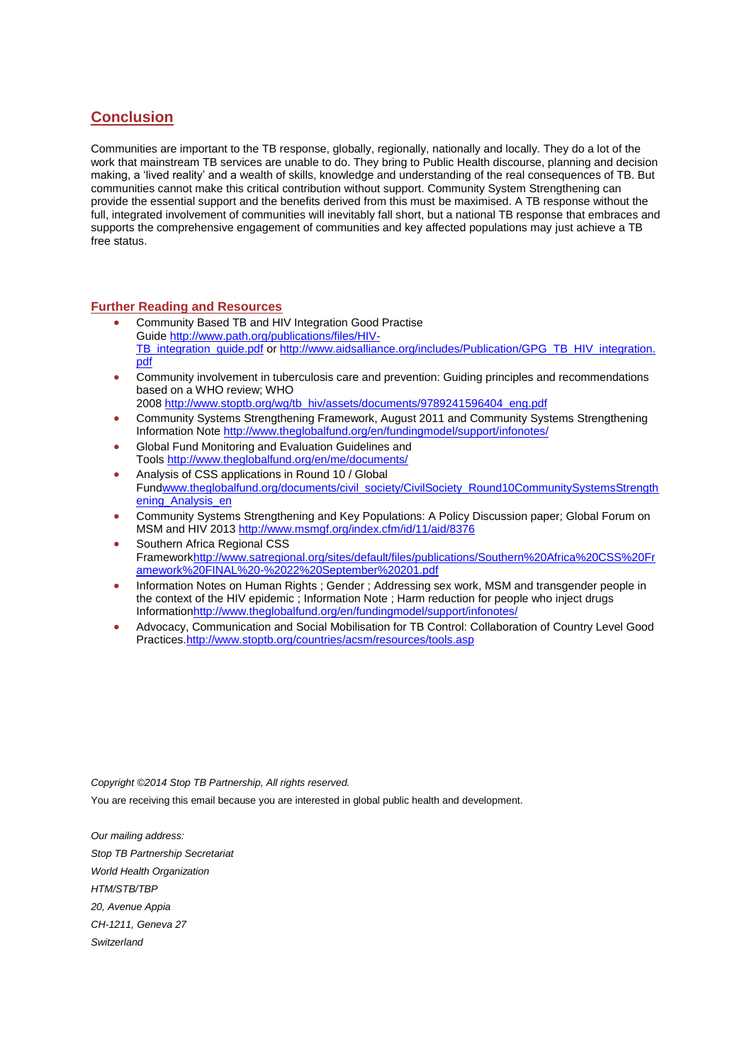## Conclusion

Communities are important to the TB response, globally, regionally, nationally and locally. They do a lot of the work that mainstream TB services are unable to do. They bring to Public Health discourse, planning and decision making, a 'lived reality' and a wealth of skills, knowledge and understanding of the real consequences of TB. But communities cannot make this critical contribution without support. Community System Strengthening can provide the essential support and the benefits derived from this must be maximised. A TB response without the full, integrated involvement of communities will inevitably fall short, but a national TB response that embraces and supports the comprehensive engagement of communities and key affected populations may just achieve a TB free status.

### Further Reading and Resources

- Community Based TB and HIV Integration Good Practise Guide http://www.path.org/publications/files/HIV-TB_integration_guide.pdf or http://www.aidsalliance.org/includes/Publication/GPG_TB_HIV_integration.pdf
- Community involvement in tuberculosis care and prevention: Guiding principles and recommendations based on a WHO review; WHO 2008 http://www.stoptb.org/wg/tb_hiv/assets/documents/9789241596404_eng.pdf
- Community Systems Strengthening Framework, August 2011 and Community Systems Strengthening Information Note http://www.theglobalfund.org/en/fundingmodel/support/infonotes/
- Global Fund Monitoring and Evaluation Guidelines and Tools http://www.theglobalfund.org/en/me/documents/
- Analysis of CSS applications in Round 10 / Global Fundwww.theglobalfund.org/documents/civil_society/CivilSociety_Round10CommunitySystemsStrengthening_Analysis_en
- Community Systems Strengthening and Key Populations: A Policy Discussion paper; Global Forum on MSM and HIV 2013 http://www.msmgf.org/index.cfm/id/11/aid/8376
- Southern Africa Regional CSS Frameworkhttp://www.satregional.org/sites/default/files/publications/Southern%20Africa%20CSS%20Framework%20FINAL%20-%2022%20September%20201.pdf
- Information Notes on Human Rights ; Gender ; Addressing sex work, MSM and transgender people in the context of the HIV epidemic ; Information Note ; Harm reduction for people who inject drugs Informationhttp://www.theglobalfund.org/en/fundingmodel/support/infonotes/
- Advocacy, Communication and Social Mobilisation for TB Control: Collaboration of Country Level Good Practices.http://www.stoptb.org/countries/acsm/resources/tools.asp

*Copyright ©2014 Stop TB Partnership, All rights reserved.*

You are receiving this email because you are interested in global public health and development.

*Our mailing address:*

*Stop TB Partnership Secretariat*

*World Health Organization*

*HTM/STB/TBP*

*20, Avenue Appia*

*CH-1211, Geneva 27*

*Switzerland*